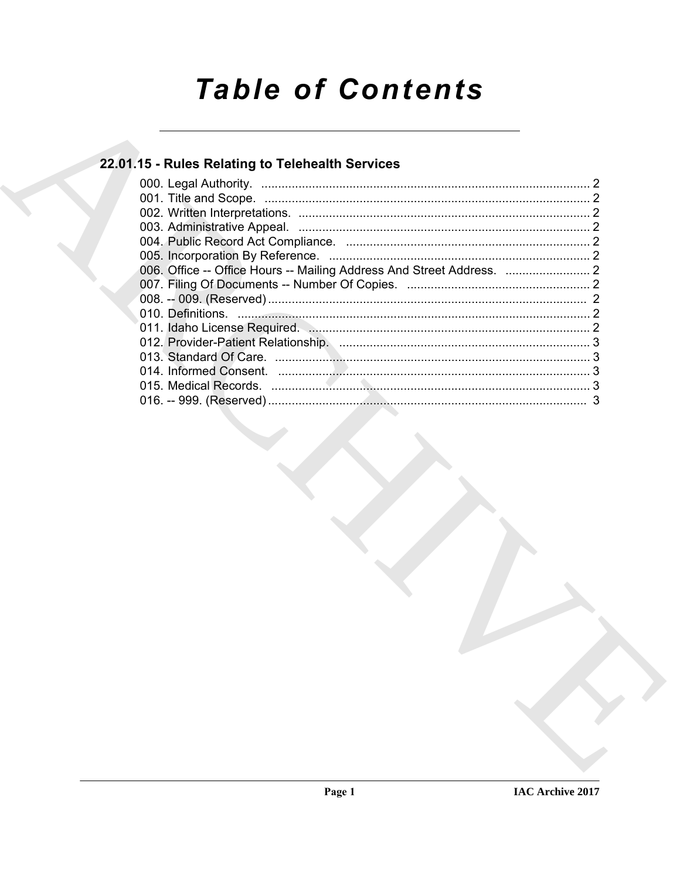# Table of Contents

## 22.01.15 - Rules Relating to Telehealth Services

000. Legal Authority. ........................................................................................ 2
001. Title and Scope. ........................................................................................ 2
002. Written Interpretations. ........................................................................................ 2
003. Administrative Appeal. ........................................................................................ 2
004. Public Record Act Compliance. ........................................................................................ 2
005. Incorporation By Reference. ........................................................................................ 2
006. Office -- Office Hours -- Mailing Address And Street Address. ........................ 2
007. Filing Of Documents -- Number Of Copies. ........................................................ 2
008. -- 009. (Reserved) ........................................................................................ 2
010. Definitions. ........................................................................................ 2
011. Idaho License Required. ........................................................................................ 2
012. Provider-Patient Relationship. ........................................................................................ 3
013. Standard Of Care. ........................................................................................ 3
014. Informed Consent. ........................................................................................ 3
015. Medical Records. ........................................................................................ 3
016. -- 999. (Reserved) ........................................................................................ 3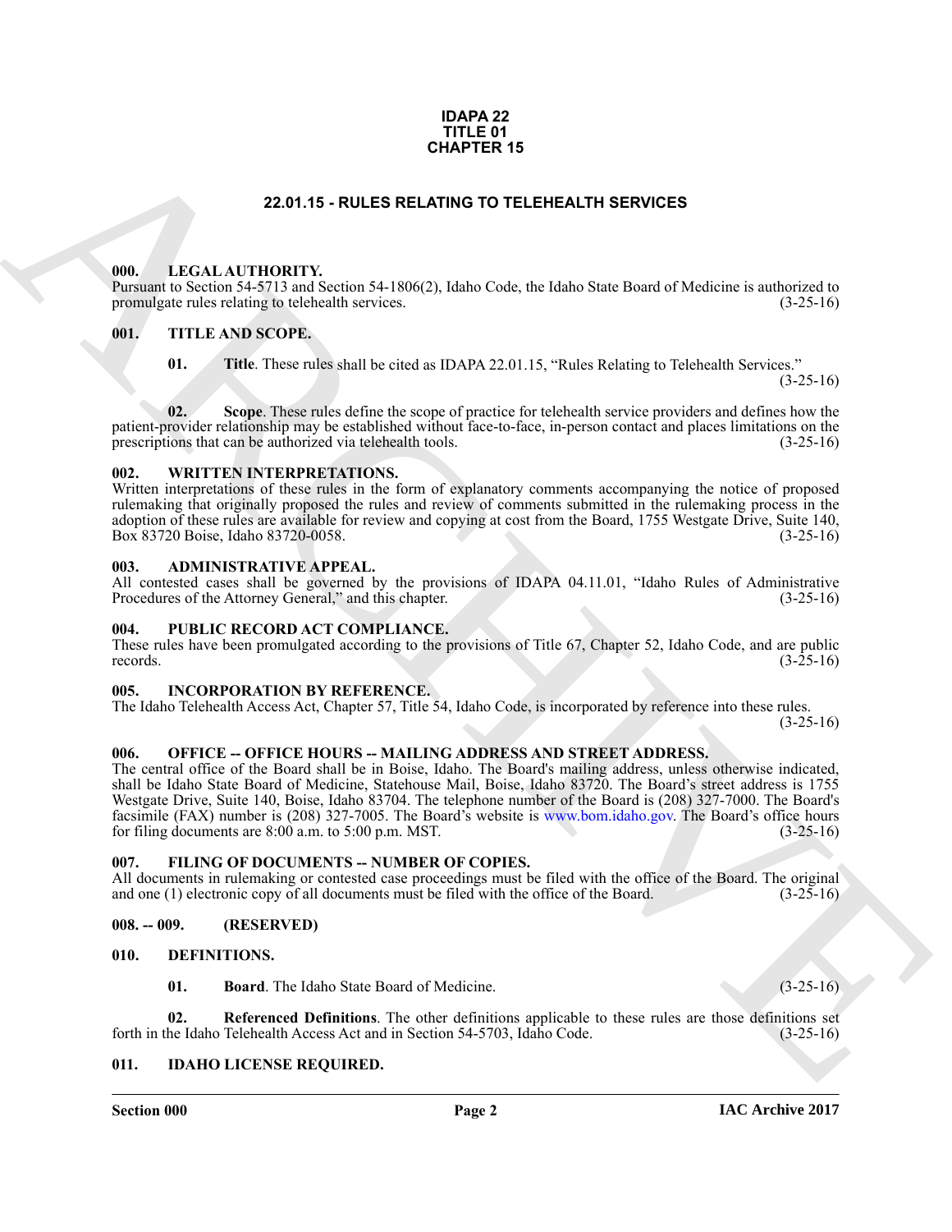**IDAPA 22
TITLE 01
CHAPTER 15**

# 22.01.15 - RULES RELATING TO TELEHEALTH SERVICES

## 000. LEGAL AUTHORITY.

Pursuant to Section 54-5713 and Section 54-1806(2), Idaho Code, the Idaho State Board of Medicine is authorized to promulgate rules relating to telehealth services. (3-25-16)

## 001. TITLE AND SCOPE.

**01. Title**. These rules shall be cited as IDAPA 22.01.15, "Rules Relating to Telehealth Services." (3-25-16)

**02. Scope**. These rules define the scope of practice for telehealth service providers and defines how the patient-provider relationship may be established without face-to-face, in-person contact and places limitations on the prescriptions that can be authorized via telehealth tools. (3-25-16)

## 002. WRITTEN INTERPRETATIONS.

Written interpretations of these rules in the form of explanatory comments accompanying the notice of proposed rulemaking that originally proposed the rules and review of comments submitted in the rulemaking process in the adoption of these rules are available for review and copying at cost from the Board, 1755 Westgate Drive, Suite 140, Box 83720 Boise, Idaho 83720-0058. (3-25-16)

## 003. ADMINISTRATIVE APPEAL.

All contested cases shall be governed by the provisions of IDAPA 04.11.01, "Idaho Rules of Administrative Procedures of the Attorney General," and this chapter. (3-25-16)

## 004. PUBLIC RECORD ACT COMPLIANCE.

These rules have been promulgated according to the provisions of Title 67, Chapter 52, Idaho Code, and are public records. (3-25-16)

## 005. INCORPORATION BY REFERENCE.

The Idaho Telehealth Access Act, Chapter 57, Title 54, Idaho Code, is incorporated by reference into these rules. (3-25-16)

## 006. OFFICE -- OFFICE HOURS -- MAILING ADDRESS AND STREET ADDRESS.

The central office of the Board shall be in Boise, Idaho. The Board's mailing address, unless otherwise indicated, shall be Idaho State Board of Medicine, Statehouse Mail, Boise, Idaho 83720. The Board's street address is 1755 Westgate Drive, Suite 140, Boise, Idaho 83704. The telephone number of the Board is (208) 327-7000. The Board's facsimile (FAX) number is (208) 327-7005. The Board's website is www.bom.idaho.gov. The Board's office hours for filing documents are 8:00 a.m. to 5:00 p.m. MST. (3-25-16)

## 007. FILING OF DOCUMENTS -- NUMBER OF COPIES.

All documents in rulemaking or contested case proceedings must be filed with the office of the Board. The original and one (1) electronic copy of all documents must be filed with the office of the Board. (3-25-16)

## 008. -- 009. (RESERVED)

## 010. DEFINITIONS.

**01. Board**. The Idaho State Board of Medicine. (3-25-16)

**02. Referenced Definitions**. The other definitions applicable to these rules are those definitions set forth in the Idaho Telehealth Access Act and in Section 54-5703, Idaho Code. (3-25-16)

## 011. IDAHO LICENSE REQUIRED.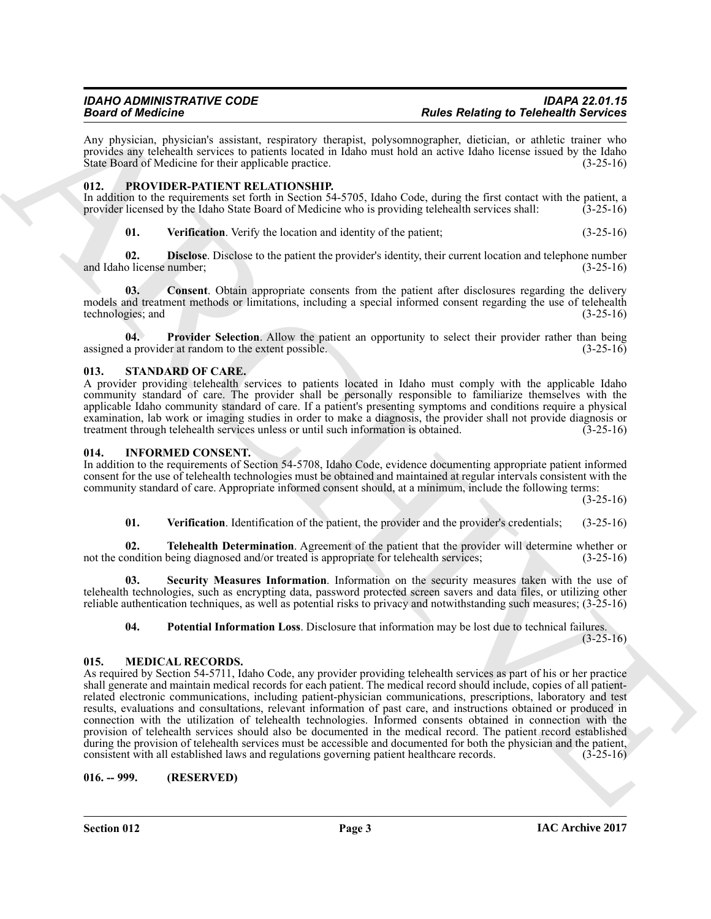Any physician, physician's assistant, respiratory therapist, polysomnographer, dietician, or athletic trainer who provides any telehealth services to patients located in Idaho must hold an active Idaho license issued by the Idaho State Board of Medicine for their applicable practice. (3-25-16)

### 012. PROVIDER-PATIENT RELATIONSHIP.

In addition to the requirements set forth in Section 54-5705, Idaho Code, during the first contact with the patient, a provider licensed by the Idaho State Board of Medicine who is providing telehealth services shall: (3-25-16)

**01. Verification**. Verify the location and identity of the patient; (3-25-16)

**02. Disclose**. Disclose to the patient the provider's identity, their current location and telephone number and Idaho license number; (3-25-16)

**03. Consent**. Obtain appropriate consents from the patient after disclosures regarding the delivery models and treatment methods or limitations, including a special informed consent regarding the use of telehealth technologies; and (3-25-16)

**04. Provider Selection**. Allow the patient an opportunity to select their provider rather than being assigned a provider at random to the extent possible. (3-25-16)

### 013. STANDARD OF CARE.

A provider providing telehealth services to patients located in Idaho must comply with the applicable Idaho community standard of care. The provider shall be personally responsible to familiarize themselves with the applicable Idaho community standard of care. If a patient's presenting symptoms and conditions require a physical examination, lab work or imaging studies in order to make a diagnosis, the provider shall not provide diagnosis or treatment through telehealth services unless or until such information is obtained. (3-25-16)

### 014. INFORMED CONSENT.

In addition to the requirements of Section 54-5708, Idaho Code, evidence documenting appropriate patient informed consent for the use of telehealth technologies must be obtained and maintained at regular intervals consistent with the community standard of care. Appropriate informed consent should, at a minimum, include the following terms: (3-25-16)

**01. Verification**. Identification of the patient, the provider and the provider's credentials; (3-25-16)

**02. Telehealth Determination**. Agreement of the patient that the provider will determine whether or not the condition being diagnosed and/or treated is appropriate for telehealth services; (3-25-16)

**03. Security Measures Information**. Information on the security measures taken with the use of telehealth technologies, such as encrypting data, password protected screen savers and data files, or utilizing other reliable authentication techniques, as well as potential risks to privacy and notwithstanding such measures; (3-25-16)

**04. Potential Information Loss**. Disclosure that information may be lost due to technical failures. (3-25-16)

### 015. MEDICAL RECORDS.

As required by Section 54-5711, Idaho Code, any provider providing telehealth services as part of his or her practice shall generate and maintain medical records for each patient. The medical record should include, copies of all patient-related electronic communications, including patient-physician communications, prescriptions, laboratory and test results, evaluations and consultations, relevant information of past care, and instructions obtained or produced in connection with the utilization of telehealth technologies. Informed consents obtained in connection with the provision of telehealth services should also be documented in the medical record. The patient record established during the provision of telehealth services must be accessible and documented for both the physician and the patient, consistent with all established laws and regulations governing patient healthcare records. (3-25-16)

### 016. -- 999. (RESERVED)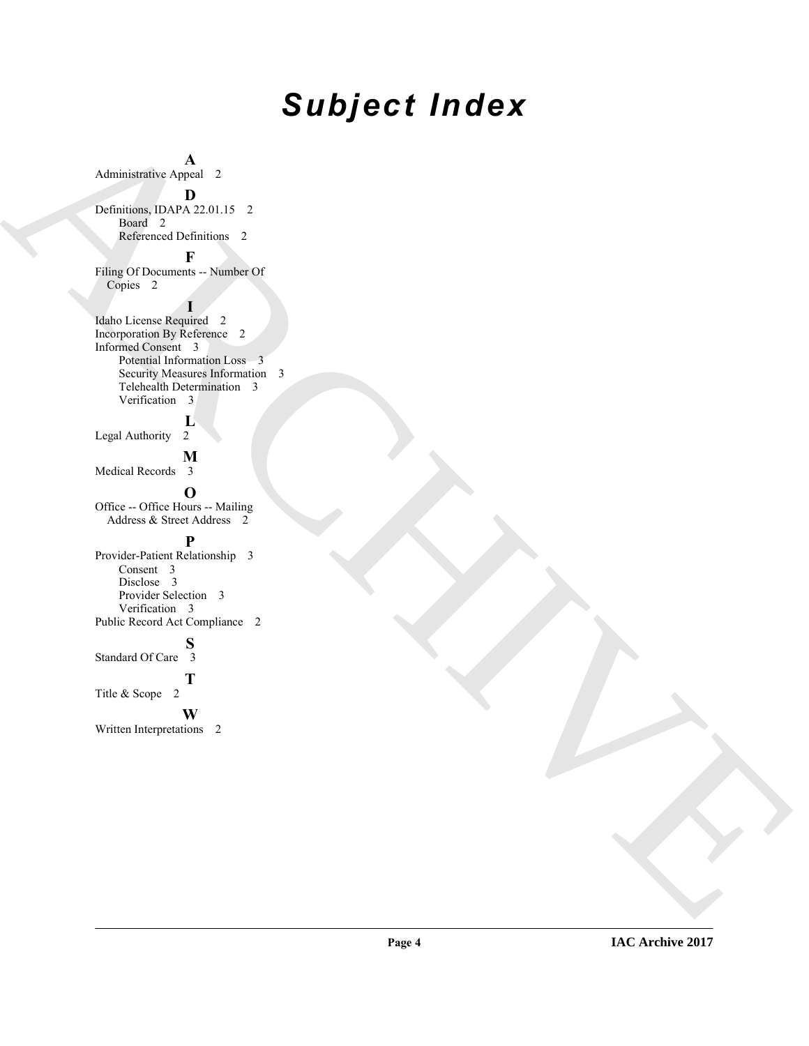# *Subject Index*

**A**

Administrative Appeal 2

**D**

Definitions, IDAPA 22.01.15 2
- Board 2
- Referenced Definitions 2

**F**

Filing Of Documents -- Number Of Copies 2

**I**

Idaho License Required 2
Incorporation By Reference 2
Informed Consent 3
- Potential Information Loss 3
- Security Measures Information 3
- Telehealth Determination 3
- Verification 3

**L**

Legal Authority 2

**M**

Medical Records 3

**O**

Office -- Office Hours -- Mailing Address & Street Address 2

**P**

Provider-Patient Relationship 3
- Consent 3
- Disclose 3
- Provider Selection 3
- Verification 3

Public Record Act Compliance 2

**S**

Standard Of Care 3

**T**

Title & Scope 2

**W**

Written Interpretations 2